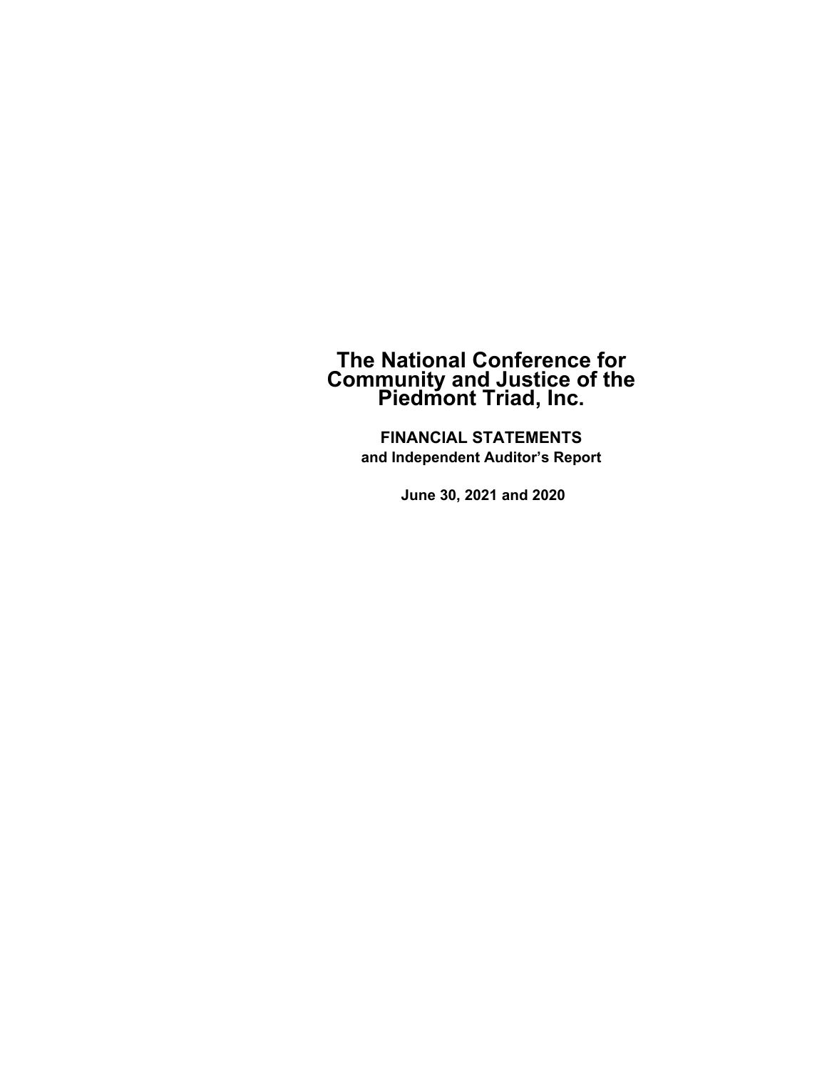# The National Conference for Community and Justice of the Piedmont Triad, Inc.

**FINANCIAL STATEMENTS**

**and Independent Auditor's Report**

**June 30, 2021 and 2020**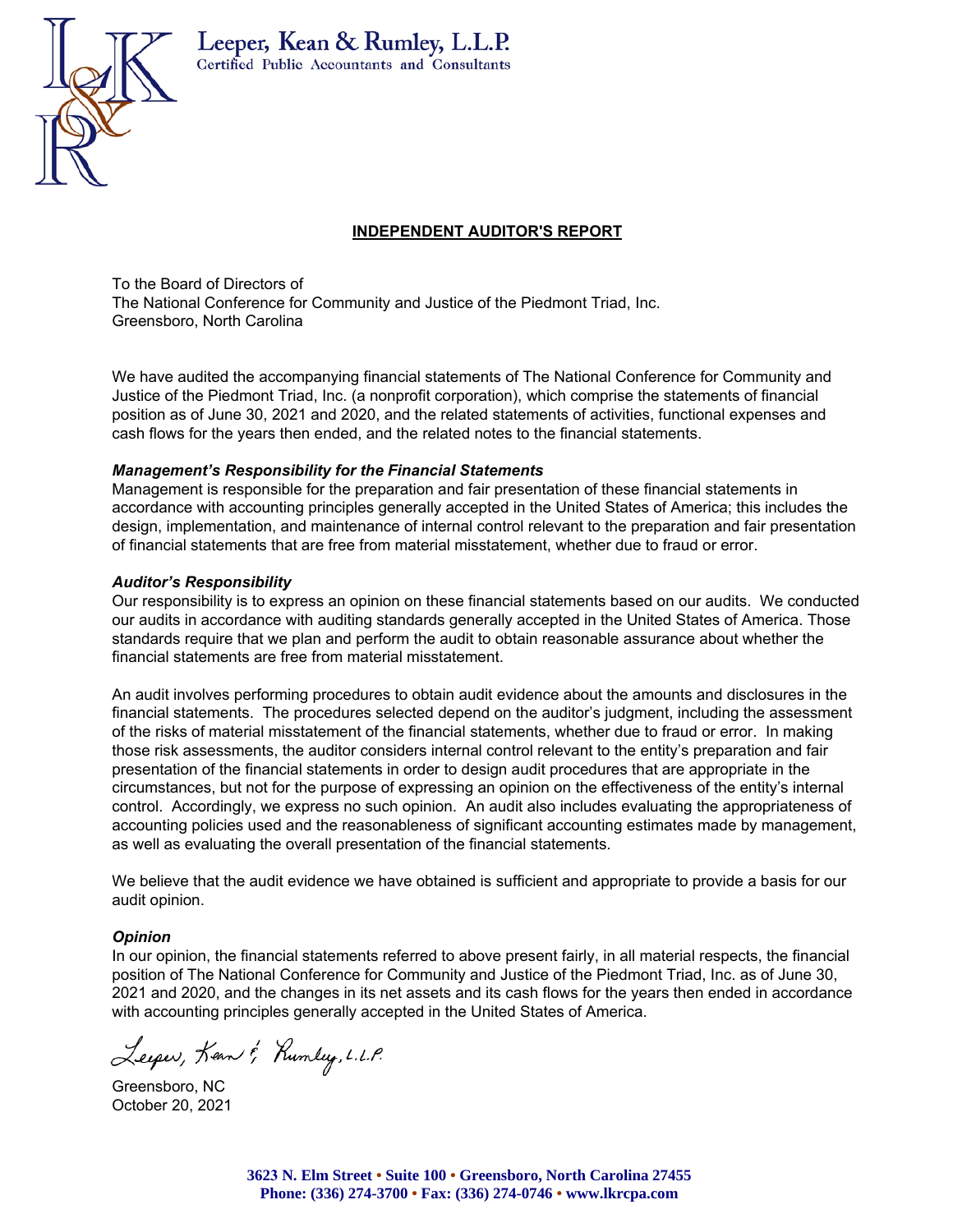Leeper, Kean & Rumley, L.L.P.
Certified Public Accountants and Consultants

## INDEPENDENT AUDITOR'S REPORT

To the Board of Directors of
The National Conference for Community and Justice of the Piedmont Triad, Inc.
Greensboro, North Carolina

We have audited the accompanying financial statements of The National Conference for Community and Justice of the Piedmont Triad, Inc. (a nonprofit corporation), which comprise the statements of financial position as of June 30, 2021 and 2020, and the related statements of activities, functional expenses and cash flows for the years then ended, and the related notes to the financial statements.

***Management's Responsibility for the Financial Statements***
Management is responsible for the preparation and fair presentation of these financial statements in accordance with accounting principles generally accepted in the United States of America; this includes the design, implementation, and maintenance of internal control relevant to the preparation and fair presentation of financial statements that are free from material misstatement, whether due to fraud or error.

***Auditor's Responsibility***
Our responsibility is to express an opinion on these financial statements based on our audits. We conducted our audits in accordance with auditing standards generally accepted in the United States of America. Those standards require that we plan and perform the audit to obtain reasonable assurance about whether the financial statements are free from material misstatement.

An audit involves performing procedures to obtain audit evidence about the amounts and disclosures in the financial statements. The procedures selected depend on the auditor's judgment, including the assessment of the risks of material misstatement of the financial statements, whether due to fraud or error. In making those risk assessments, the auditor considers internal control relevant to the entity's preparation and fair presentation of the financial statements in order to design audit procedures that are appropriate in the circumstances, but not for the purpose of expressing an opinion on the effectiveness of the entity's internal control. Accordingly, we express no such opinion. An audit also includes evaluating the appropriateness of accounting policies used and the reasonableness of significant accounting estimates made by management, as well as evaluating the overall presentation of the financial statements.

We believe that the audit evidence we have obtained is sufficient and appropriate to provide a basis for our audit opinion.

***Opinion***
In our opinion, the financial statements referred to above present fairly, in all material respects, the financial position of The National Conference for Community and Justice of the Piedmont Triad, Inc. as of June 30, 2021 and 2020, and the changes in its net assets and its cash flows for the years then ended in accordance with accounting principles generally accepted in the United States of America.

*Leeper, Kean & Rumley, L.L.P.*

Greensboro, NC
October 20, 2021

**3623 N. Elm Street • Suite 100 • Greensboro, North Carolina 27455**
**Phone: (336) 274-3700 • Fax: (336) 274-0746 • www.lkrcpa.com**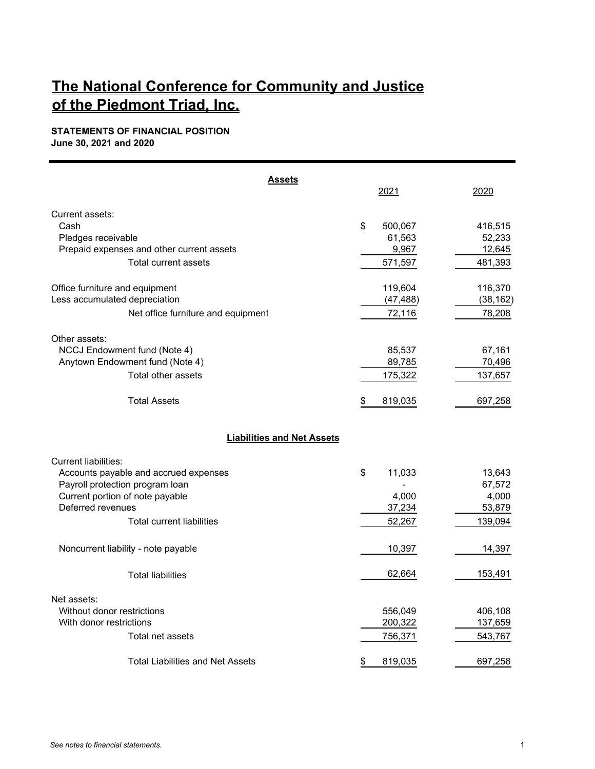# The National Conference for Community and Justice of the Piedmont Triad, Inc.

**STATEMENTS OF FINANCIAL POSITION**
**June 30, 2021 and 2020**

| **Assets** | 2021 | 2020 |
|---|---|---|
| Current assets: | | |
| Cash | $ 500,067 | 416,515 |
| Pledges receivable | 61,563 | 52,233 |
| Prepaid expenses and other current assets | 9,967 | 12,645 |
| Total current assets | 571,597 | 481,393 |
| Office furniture and equipment | 119,604 | 116,370 |
| Less accumulated depreciation | (47,488) | (38,162) |
| Net office furniture and equipment | 72,116 | 78,208 |
| Other assets: | | |
| NCCJ Endowment fund (Note 4) | 85,537 | 67,161 |
| Anytown Endowment fund (Note 4) | 89,785 | 70,496 |
| Total other assets | 175,322 | 137,657 |
| Total Assets | $ 819,035 | 697,258 |

| **Liabilities and Net Assets** | 2021 | 2020 |
|---|---|---|
| Current liabilities: | | |
| Accounts payable and accrued expenses | $ 11,033 | 13,643 |
| Payroll protection program loan | - | 67,572 |
| Current portion of note payable | 4,000 | 4,000 |
| Deferred revenues | 37,234 | 53,879 |
| Total current liabilities | 52,267 | 139,094 |
| Noncurrent liability - note payable | 10,397 | 14,397 |
| Total liabilities | 62,664 | 153,491 |
| Net assets: | | |
| Without donor restrictions | 556,049 | 406,108 |
| With donor restrictions | 200,322 | 137,659 |
| Total net assets | 756,371 | 543,767 |
| Total Liabilities and Net Assets | $ 819,035 | 697,258 |

*See notes to financial statements.*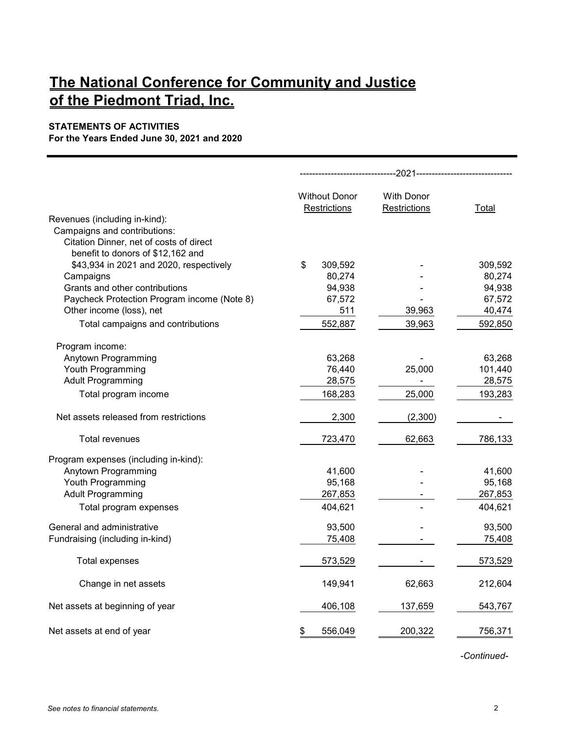# The National Conference for Community and Justice of the Piedmont Triad, Inc.

**STATEMENTS OF ACTIVITIES**
**For the Years Ended June 30, 2021 and 2020**

| | 2021 | | |
|---|---|---|---|
| | Without Donor Restrictions | With Donor Restrictions | Total |
| Revenues (including in-kind): | | | |
| Campaigns and contributions: | | | |
| Citation Dinner, net of costs of direct benefit to donors of $12,162 and $43,934 in 2021 and 2020, respectively | $ 309,592 | - | 309,592 |
| Campaigns | 80,274 | - | 80,274 |
| Grants and other contributions | 94,938 | - | 94,938 |
| Paycheck Protection Program income (Note 8) | 67,572 | - | 67,572 |
| Other income (loss), net | 511 | 39,963 | 40,474 |
| Total campaigns and contributions | 552,887 | 39,963 | 592,850 |
| Program income: | | | |
| Anytown Programming | 63,268 | - | 63,268 |
| Youth Programming | 76,440 | 25,000 | 101,440 |
| Adult Programming | 28,575 | - | 28,575 |
| Total program income | 168,283 | 25,000 | 193,283 |
| Net assets released from restrictions | 2,300 | (2,300) | - |
| Total revenues | 723,470 | 62,663 | 786,133 |
| Program expenses (including in-kind): | | | |
| Anytown Programming | 41,600 | - | 41,600 |
| Youth Programming | 95,168 | - | 95,168 |
| Adult Programming | 267,853 | - | 267,853 |
| Total program expenses | 404,621 | - | 404,621 |
| General and administrative | 93,500 | - | 93,500 |
| Fundraising (including in-kind) | 75,408 | - | 75,408 |
| Total expenses | 573,529 | - | 573,529 |
| Change in net assets | 149,941 | 62,663 | 212,604 |
| Net assets at beginning of year | 406,108 | 137,659 | 543,767 |
| Net assets at end of year | $ 556,049 | 200,322 | 756,371 |

*-Continued-*

*See notes to financial statements.*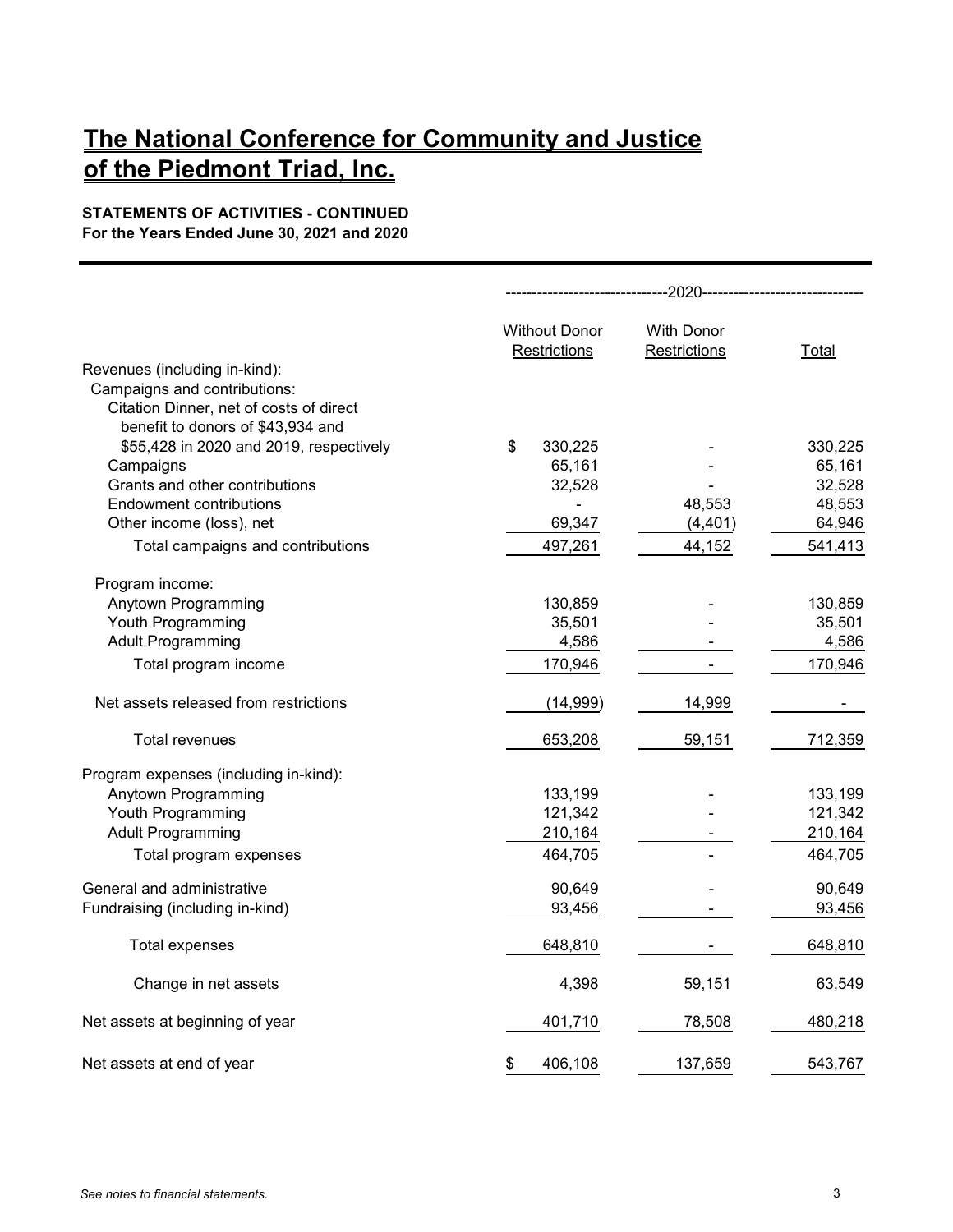# The National Conference for Community and Justice of the Piedmont Triad, Inc.

**STATEMENTS OF ACTIVITIES - CONTINUED**
**For the Years Ended June 30, 2021 and 2020**

| | 2020 | | |
|---|---|---|---|
| | Without Donor Restrictions | With Donor Restrictions | Total |
| Revenues (including in-kind): | | | |
| Campaigns and contributions: | | | |
| Citation Dinner, net of costs of direct benefit to donors of $43,934 and $55,428 in 2020 and 2019, respectively | $ 330,225 | - | 330,225 |
| Campaigns | 65,161 | - | 65,161 |
| Grants and other contributions | 32,528 | - | 32,528 |
| Endowment contributions | - | 48,553 | 48,553 |
| Other income (loss), net | 69,347 | (4,401) | 64,946 |
| Total campaigns and contributions | 497,261 | 44,152 | 541,413 |
| Program income: | | | |
| Anytown Programming | 130,859 | - | 130,859 |
| Youth Programming | 35,501 | - | 35,501 |
| Adult Programming | 4,586 | - | 4,586 |
| Total program income | 170,946 | - | 170,946 |
| Net assets released from restrictions | (14,999) | 14,999 | - |
| Total revenues | 653,208 | 59,151 | 712,359 |
| Program expenses (including in-kind): | | | |
| Anytown Programming | 133,199 | - | 133,199 |
| Youth Programming | 121,342 | - | 121,342 |
| Adult Programming | 210,164 | - | 210,164 |
| Total program expenses | 464,705 | - | 464,705 |
| General and administrative | 90,649 | - | 90,649 |
| Fundraising (including in-kind) | 93,456 | - | 93,456 |
| Total expenses | 648,810 | - | 648,810 |
| Change in net assets | 4,398 | 59,151 | 63,549 |
| Net assets at beginning of year | 401,710 | 78,508 | 480,218 |
| Net assets at end of year | $ 406,108 | 137,659 | 543,767 |

*See notes to financial statements.*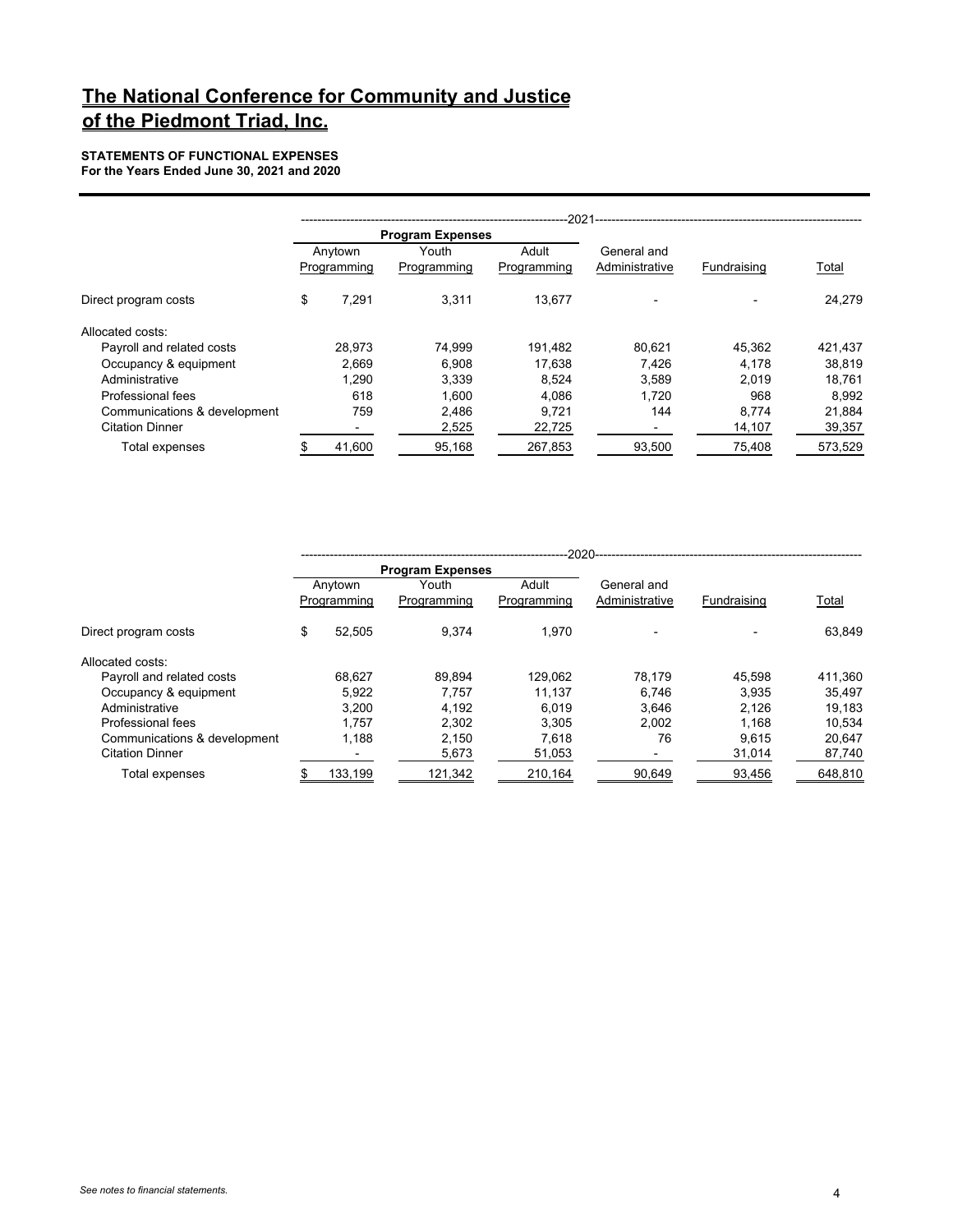# The National Conference for Community and Justice of the Piedmont Triad, Inc.

**STATEMENTS OF FUNCTIONAL EXPENSES**
**For the Years Ended June 30, 2021 and 2020**

| | 2021 | | | | | |
|---|---|---|---|---|---|---|
| | Program Expenses | | | | | |
| | Anytown Programming | Youth Programming | Adult Programming | General and Administrative | Fundraising | Total |
| Direct program costs | $ 7,291 | 3,311 | 13,677 | - | - | 24,279 |
| Allocated costs: | | | | | | |
| Payroll and related costs | 28,973 | 74,999 | 191,482 | 80,621 | 45,362 | 421,437 |
| Occupancy & equipment | 2,669 | 6,908 | 17,638 | 7,426 | 4,178 | 38,819 |
| Administrative | 1,290 | 3,339 | 8,524 | 3,589 | 2,019 | 18,761 |
| Professional fees | 618 | 1,600 | 4,086 | 1,720 | 968 | 8,992 |
| Communications & development | 759 | 2,486 | 9,721 | 144 | 8,774 | 21,884 |
| Citation Dinner | - | 2,525 | 22,725 | - | 14,107 | 39,357 |
| Total expenses | $ 41,600 | 95,168 | 267,853 | 93,500 | 75,408 | 573,529 |

| | 2020 | | | | | |
|---|---|---|---|---|---|---|
| | Program Expenses | | | | | |
| | Anytown Programming | Youth Programming | Adult Programming | General and Administrative | Fundraising | Total |
| Direct program costs | $ 52,505 | 9,374 | 1,970 | - | - | 63,849 |
| Allocated costs: | | | | | | |
| Payroll and related costs | 68,627 | 89,894 | 129,062 | 78,179 | 45,598 | 411,360 |
| Occupancy & equipment | 5,922 | 7,757 | 11,137 | 6,746 | 3,935 | 35,497 |
| Administrative | 3,200 | 4,192 | 6,019 | 3,646 | 2,126 | 19,183 |
| Professional fees | 1,757 | 2,302 | 3,305 | 2,002 | 1,168 | 10,534 |
| Communications & development | 1,188 | 2,150 | 7,618 | 76 | 9,615 | 20,647 |
| Citation Dinner | - | 5,673 | 51,053 | - | 31,014 | 87,740 |
| Total expenses | $ 133,199 | 121,342 | 210,164 | 90,649 | 93,456 | 648,810 |

*See notes to financial statements.*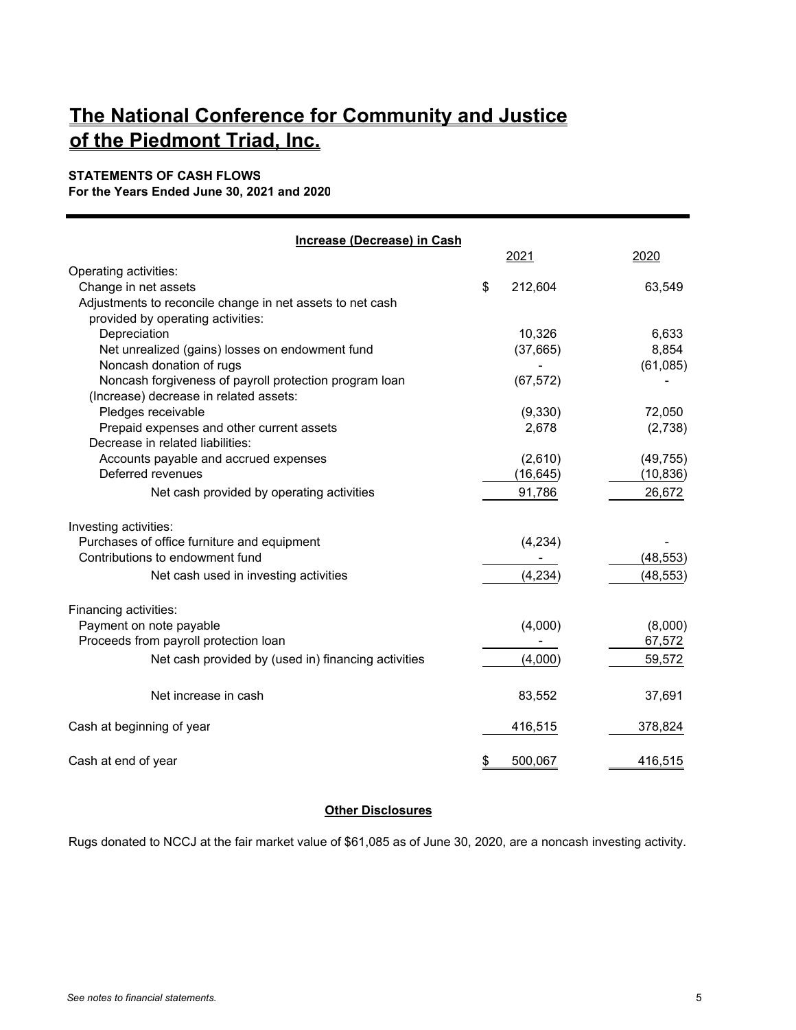# The National Conference for Community and Justice of the Piedmont Triad, Inc.

**STATEMENTS OF CASH FLOWS**
**For the Years Ended June 30, 2021 and 2020**

| **Increase (Decrease) in Cash** | 2021 | 2020 |
|---|---|---|
| Operating activities: | | |
| Change in net assets | $ 212,604 | 63,549 |
| Adjustments to reconcile change in net assets to net cash provided by operating activities: | | |
| Depreciation | 10,326 | 6,633 |
| Net unrealized (gains) losses on endowment fund | (37,665) | 8,854 |
| Noncash donation of rugs | - | (61,085) |
| Noncash forgiveness of payroll protection program loan | (67,572) | - |
| (Increase) decrease in related assets: | | |
| Pledges receivable | (9,330) | 72,050 |
| Prepaid expenses and other current assets | 2,678 | (2,738) |
| Decrease in related liabilities: | | |
| Accounts payable and accrued expenses | (2,610) | (49,755) |
| Deferred revenues | (16,645) | (10,836) |
| Net cash provided by operating activities | 91,786 | 26,672 |
| Investing activities: | | |
| Purchases of office furniture and equipment | (4,234) | - |
| Contributions to endowment fund | - | (48,553) |
| Net cash used in investing activities | (4,234) | (48,553) |
| Financing activities: | | |
| Payment on note payable | (4,000) | (8,000) |
| Proceeds from payroll protection loan | - | 67,572 |
| Net cash provided by (used in) financing activities | (4,000) | 59,572 |
| Net increase in cash | 83,552 | 37,691 |
| Cash at beginning of year | 416,515 | 378,824 |
| Cash at end of year | $ 500,067 | 416,515 |

**Other Disclosures**

Rugs donated to NCCJ at the fair market value of $61,085 as of June 30, 2020, are a noncash investing activity.

*See notes to financial statements.*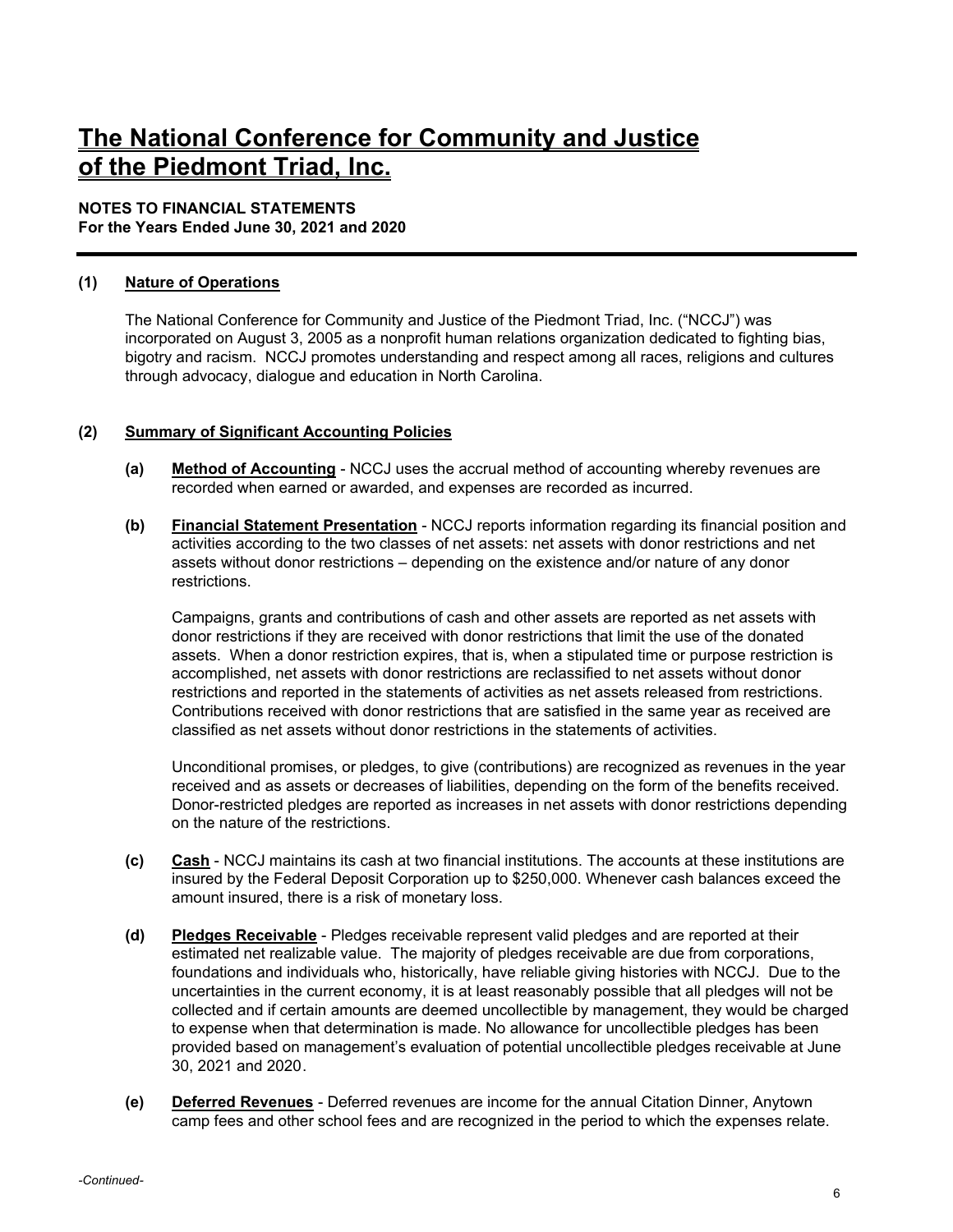# The National Conference for Community and Justice of the Piedmont Triad, Inc.

**NOTES TO FINANCIAL STATEMENTS**
**For the Years Ended June 30, 2021 and 2020**

## (1) Nature of Operations

The National Conference for Community and Justice of the Piedmont Triad, Inc. ("NCCJ") was incorporated on August 3, 2005 as a nonprofit human relations organization dedicated to fighting bias, bigotry and racism. NCCJ promotes understanding and respect among all races, religions and cultures through advocacy, dialogue and education in North Carolina.

## (2) Summary of Significant Accounting Policies

**(a) Method of Accounting** - NCCJ uses the accrual method of accounting whereby revenues are recorded when earned or awarded, and expenses are recorded as incurred.

**(b) Financial Statement Presentation** - NCCJ reports information regarding its financial position and activities according to the two classes of net assets: net assets with donor restrictions and net assets without donor restrictions – depending on the existence and/or nature of any donor restrictions.

Campaigns, grants and contributions of cash and other assets are reported as net assets with donor restrictions if they are received with donor restrictions that limit the use of the donated assets. When a donor restriction expires, that is, when a stipulated time or purpose restriction is accomplished, net assets with donor restrictions are reclassified to net assets without donor restrictions and reported in the statements of activities as net assets released from restrictions. Contributions received with donor restrictions that are satisfied in the same year as received are classified as net assets without donor restrictions in the statements of activities.

Unconditional promises, or pledges, to give (contributions) are recognized as revenues in the year received and as assets or decreases of liabilities, depending on the form of the benefits received. Donor-restricted pledges are reported as increases in net assets with donor restrictions depending on the nature of the restrictions.

**(c) Cash** - NCCJ maintains its cash at two financial institutions. The accounts at these institutions are insured by the Federal Deposit Corporation up to $250,000. Whenever cash balances exceed the amount insured, there is a risk of monetary loss.

**(d) Pledges Receivable** - Pledges receivable represent valid pledges and are reported at their estimated net realizable value. The majority of pledges receivable are due from corporations, foundations and individuals who, historically, have reliable giving histories with NCCJ. Due to the uncertainties in the current economy, it is at least reasonably possible that all pledges will not be collected and if certain amounts are deemed uncollectible by management, they would be charged to expense when that determination is made. No allowance for uncollectible pledges has been provided based on management's evaluation of potential uncollectible pledges receivable at June 30, 2021 and 2020.

**(e) Deferred Revenues** - Deferred revenues are income for the annual Citation Dinner, Anytown camp fees and other school fees and are recognized in the period to which the expenses relate.

*-Continued-*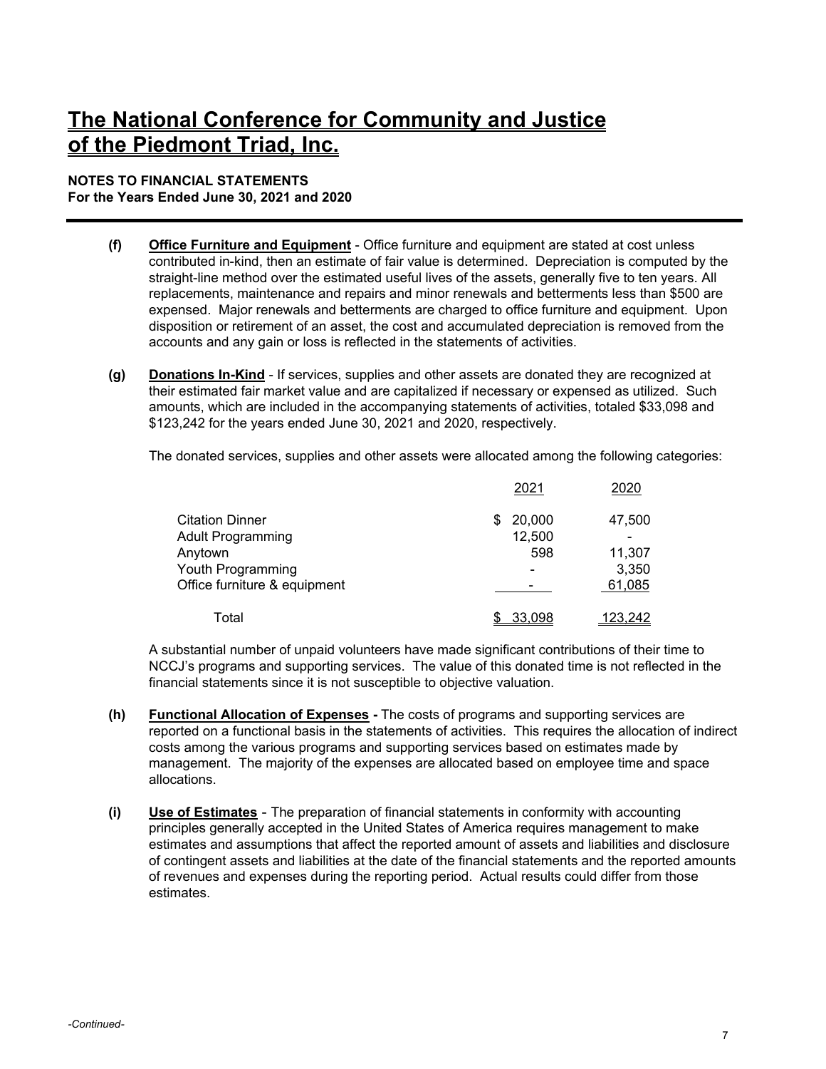# The National Conference for Community and Justice of the Piedmont Triad, Inc.

**NOTES TO FINANCIAL STATEMENTS**
**For the Years Ended June 30, 2021 and 2020**

**(f)** **Office Furniture and Equipment** - Office furniture and equipment are stated at cost unless contributed in-kind, then an estimate of fair value is determined. Depreciation is computed by the straight-line method over the estimated useful lives of the assets, generally five to ten years. All replacements, maintenance and repairs and minor renewals and betterments less than $500 are expensed. Major renewals and betterments are charged to office furniture and equipment. Upon disposition or retirement of an asset, the cost and accumulated depreciation is removed from the accounts and any gain or loss is reflected in the statements of activities.

**(g)** **Donations In-Kind** - If services, supplies and other assets are donated they are recognized at their estimated fair market value and are capitalized if necessary or expensed as utilized. Such amounts, which are included in the accompanying statements of activities, totaled $33,098 and $123,242 for the years ended June 30, 2021 and 2020, respectively.

The donated services, supplies and other assets were allocated among the following categories:

| | 2021 | 2020 |
|---|---|---|
| Citation Dinner | $ 20,000 | 47,500 |
| Adult Programming | 12,500 | - |
| Anytown | 598 | 11,307 |
| Youth Programming | - | 3,350 |
| Office furniture & equipment | - | 61,085 |
| Total | $ 33,098 | 123,242 |

A substantial number of unpaid volunteers have made significant contributions of their time to NCCJ's programs and supporting services. The value of this donated time is not reflected in the financial statements since it is not susceptible to objective valuation.

**(h)** **Functional Allocation of Expenses -** The costs of programs and supporting services are reported on a functional basis in the statements of activities. This requires the allocation of indirect costs among the various programs and supporting services based on estimates made by management. The majority of the expenses are allocated based on employee time and space allocations.

**(i)** **Use of Estimates** - The preparation of financial statements in conformity with accounting principles generally accepted in the United States of America requires management to make estimates and assumptions that affect the reported amount of assets and liabilities and disclosure of contingent assets and liabilities at the date of the financial statements and the reported amounts of revenues and expenses during the reporting period. Actual results could differ from those estimates.

*-Continued-*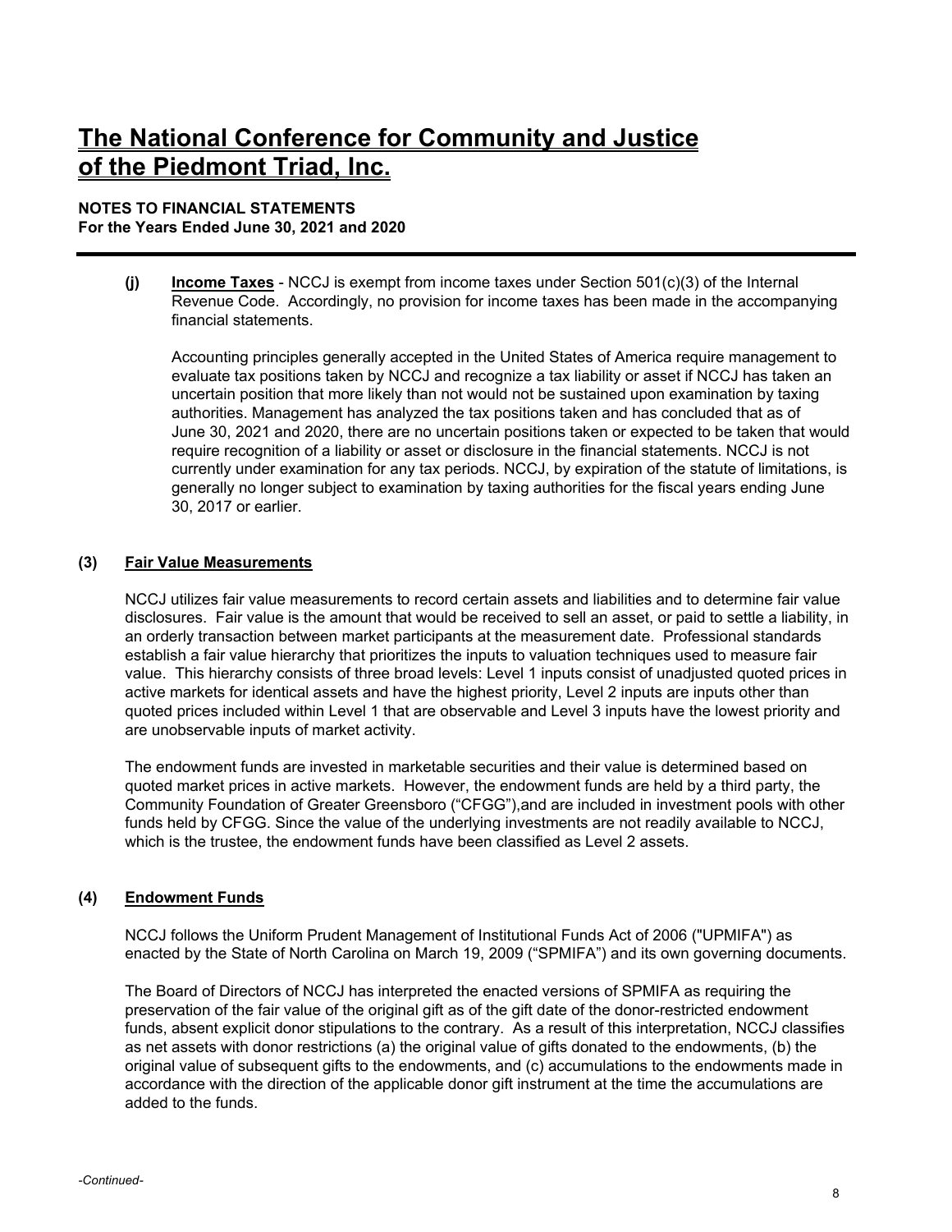**(j) Income Taxes** - NCCJ is exempt from income taxes under Section 501(c)(3) of the Internal Revenue Code. Accordingly, no provision for income taxes has been made in the accompanying financial statements.

Accounting principles generally accepted in the United States of America require management to evaluate tax positions taken by NCCJ and recognize a tax liability or asset if NCCJ has taken an uncertain position that more likely than not would not be sustained upon examination by taxing authorities. Management has analyzed the tax positions taken and has concluded that as of June 30, 2021 and 2020, there are no uncertain positions taken or expected to be taken that would require recognition of a liability or asset or disclosure in the financial statements. NCCJ is not currently under examination for any tax periods. NCCJ, by expiration of the statute of limitations, is generally no longer subject to examination by taxing authorities for the fiscal years ending June 30, 2017 or earlier.

## (3) Fair Value Measurements

NCCJ utilizes fair value measurements to record certain assets and liabilities and to determine fair value disclosures. Fair value is the amount that would be received to sell an asset, or paid to settle a liability, in an orderly transaction between market participants at the measurement date. Professional standards establish a fair value hierarchy that prioritizes the inputs to valuation techniques used to measure fair value. This hierarchy consists of three broad levels: Level 1 inputs consist of unadjusted quoted prices in active markets for identical assets and have the highest priority, Level 2 inputs are inputs other than quoted prices included within Level 1 that are observable and Level 3 inputs have the lowest priority and are unobservable inputs of market activity.

The endowment funds are invested in marketable securities and their value is determined based on quoted market prices in active markets. However, the endowment funds are held by a third party, the Community Foundation of Greater Greensboro ("CFGG"),and are included in investment pools with other funds held by CFGG. Since the value of the underlying investments are not readily available to NCCJ, which is the trustee, the endowment funds have been classified as Level 2 assets.

## (4) Endowment Funds

NCCJ follows the Uniform Prudent Management of Institutional Funds Act of 2006 ("UPMIFA") as enacted by the State of North Carolina on March 19, 2009 ("SPMIFA") and its own governing documents.

The Board of Directors of NCCJ has interpreted the enacted versions of SPMIFA as requiring the preservation of the fair value of the original gift as of the gift date of the donor-restricted endowment funds, absent explicit donor stipulations to the contrary. As a result of this interpretation, NCCJ classifies as net assets with donor restrictions (a) the original value of gifts donated to the endowments, (b) the original value of subsequent gifts to the endowments, and (c) accumulations to the endowments made in accordance with the direction of the applicable donor gift instrument at the time the accumulations are added to the funds.

*-Continued-*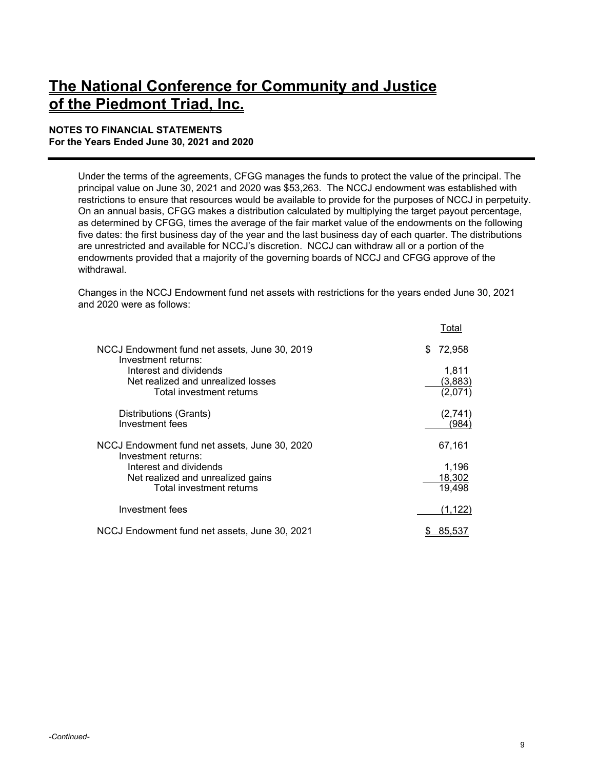# The National Conference for Community and Justice of the Piedmont Triad, Inc.

**NOTES TO FINANCIAL STATEMENTS**
**For the Years Ended June 30, 2021 and 2020**

Under the terms of the agreements, CFGG manages the funds to protect the value of the principal. The principal value on June 30, 2021 and 2020 was $53,263. The NCCJ endowment was established with restrictions to ensure that resources would be available to provide for the purposes of NCCJ in perpetuity. On an annual basis, CFGG makes a distribution calculated by multiplying the target payout percentage, as determined by CFGG, times the average of the fair market value of the endowments on the following five dates: the first business day of the year and the last business day of each quarter. The distributions are unrestricted and available for NCCJ's discretion. NCCJ can withdraw all or a portion of the endowments provided that a majority of the governing boards of NCCJ and CFGG approve of the withdrawal.

Changes in the NCCJ Endowment fund net assets with restrictions for the years ended June 30, 2021 and 2020 were as follows:

| | Total |
|---|---|
| NCCJ Endowment fund net assets, June 30, 2019 | $ 72,958 |
| Investment returns: | |
| Interest and dividends | 1,811 |
| Net realized and unrealized losses | (3,883) |
| Total investment returns | (2,071) |
| Distributions (Grants) | (2,741) |
| Investment fees | (984) |
| NCCJ Endowment fund net assets, June 30, 2020 | 67,161 |
| Investment returns: | |
| Interest and dividends | 1,196 |
| Net realized and unrealized gains | 18,302 |
| Total investment returns | 19,498 |
| Investment fees | (1,122) |
| NCCJ Endowment fund net assets, June 30, 2021 | $ 85,537 |

*-Continued-*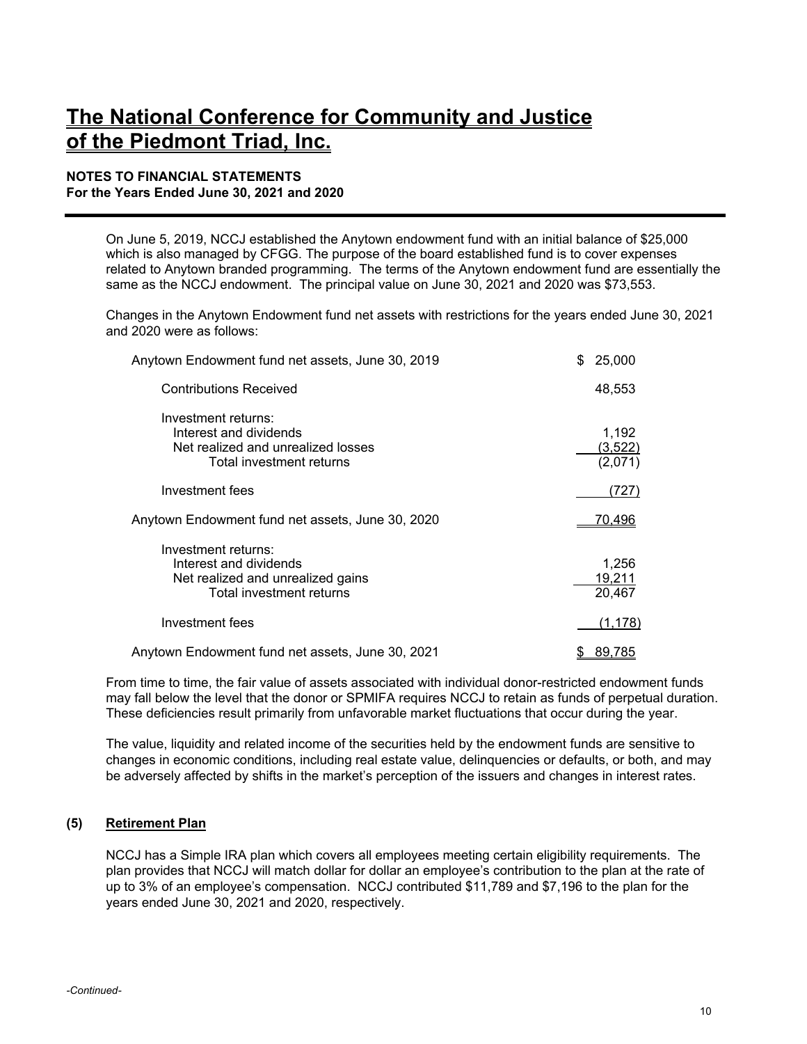# The National Conference for Community and Justice of the Piedmont Triad, Inc.

**NOTES TO FINANCIAL STATEMENTS**
**For the Years Ended June 30, 2021 and 2020**

On June 5, 2019, NCCJ established the Anytown endowment fund with an initial balance of $25,000 which is also managed by CFGG. The purpose of the board established fund is to cover expenses related to Anytown branded programming. The terms of the Anytown endowment fund are essentially the same as the NCCJ endowment. The principal value on June 30, 2021 and 2020 was $73,553.

Changes in the Anytown Endowment fund net assets with restrictions for the years ended June 30, 2021 and 2020 were as follows:

| | |
|---|---|
| Anytown Endowment fund net assets, June 30, 2019 | $ 25,000 |
| Contributions Received | 48,553 |
| Investment returns: | |
| Interest and dividends | 1,192 |
| Net realized and unrealized losses | (3,522) |
| Total investment returns | (2,071) |
| Investment fees | (727) |
| Anytown Endowment fund net assets, June 30, 2020 | 70,496 |
| Investment returns: | |
| Interest and dividends | 1,256 |
| Net realized and unrealized gains | 19,211 |
| Total investment returns | 20,467 |
| Investment fees | (1,178) |
| Anytown Endowment fund net assets, June 30, 2021 | $ 89,785 |

From time to time, the fair value of assets associated with individual donor-restricted endowment funds may fall below the level that the donor or SPMIFA requires NCCJ to retain as funds of perpetual duration. These deficiencies result primarily from unfavorable market fluctuations that occur during the year.

The value, liquidity and related income of the securities held by the endowment funds are sensitive to changes in economic conditions, including real estate value, delinquencies or defaults, or both, and may be adversely affected by shifts in the market's perception of the issuers and changes in interest rates.

## (5) Retirement Plan

NCCJ has a Simple IRA plan which covers all employees meeting certain eligibility requirements. The plan provides that NCCJ will match dollar for dollar an employee's contribution to the plan at the rate of up to 3% of an employee's compensation. NCCJ contributed $11,789 and $7,196 to the plan for the years ended June 30, 2021 and 2020, respectively.

*-Continued-*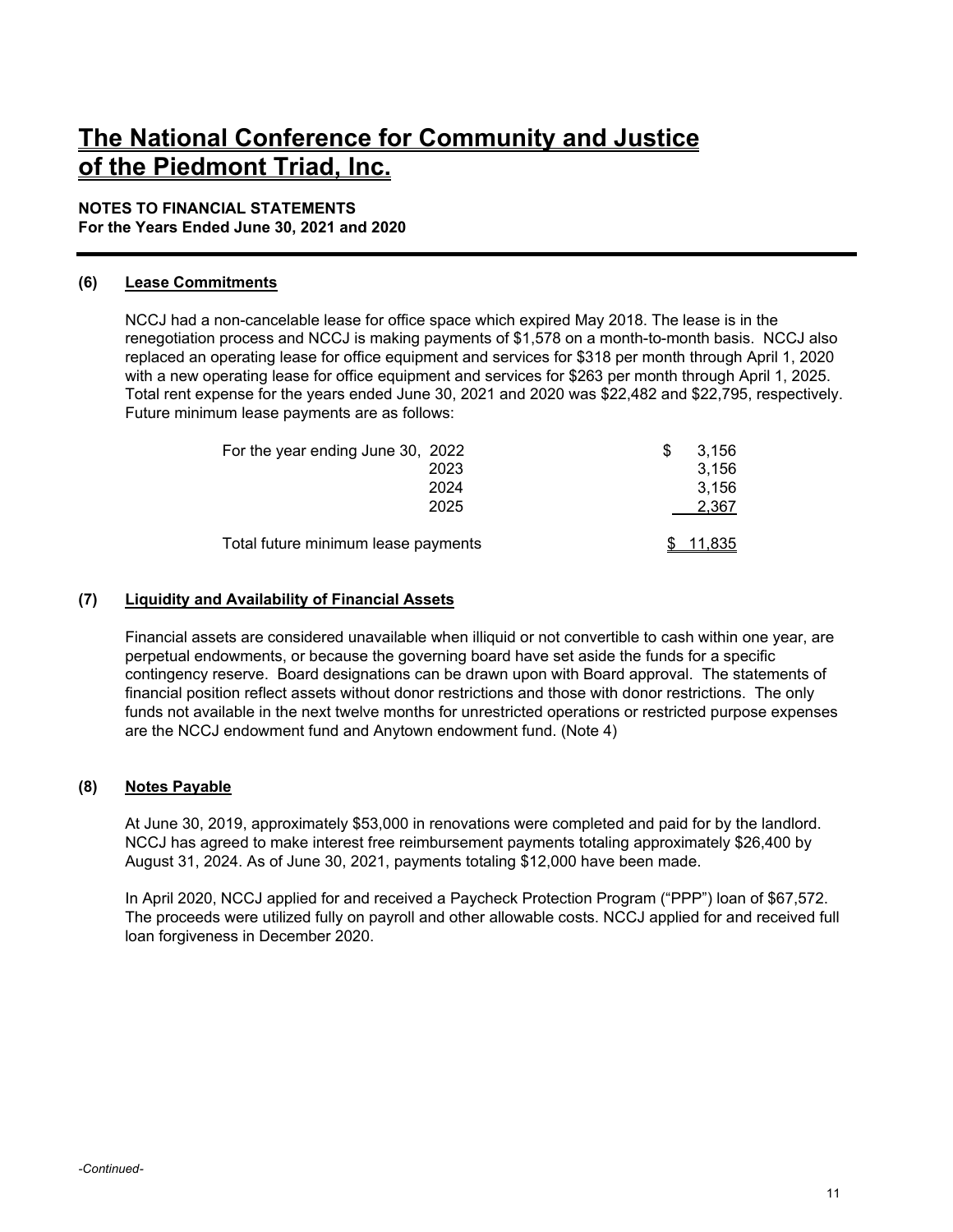# The National Conference for Community and Justice of the Piedmont Triad, Inc.

**NOTES TO FINANCIAL STATEMENTS**
**For the Years Ended June 30, 2021 and 2020**

## (6) Lease Commitments

NCCJ had a non-cancelable lease for office space which expired May 2018. The lease is in the renegotiation process and NCCJ is making payments of $1,578 on a month-to-month basis. NCCJ also replaced an operating lease for office equipment and services for $318 per month through April 1, 2020 with a new operating lease for office equipment and services for $263 per month through April 1, 2025. Total rent expense for the years ended June 30, 2021 and 2020 was $22,482 and $22,795, respectively. Future minimum lease payments are as follows:

| | | |
|---|---|---|
| For the year ending June 30, | 2022 | $ 3,156 |
| | 2023 | 3,156 |
| | 2024 | 3,156 |
| | 2025 | 2,367 |
| Total future minimum lease payments | | $ 11,835 |

## (7) Liquidity and Availability of Financial Assets

Financial assets are considered unavailable when illiquid or not convertible to cash within one year, are perpetual endowments, or because the governing board have set aside the funds for a specific contingency reserve. Board designations can be drawn upon with Board approval. The statements of financial position reflect assets without donor restrictions and those with donor restrictions. The only funds not available in the next twelve months for unrestricted operations or restricted purpose expenses are the NCCJ endowment fund and Anytown endowment fund. (Note 4)

## (8) Notes Payable

At June 30, 2019, approximately $53,000 in renovations were completed and paid for by the landlord. NCCJ has agreed to make interest free reimbursement payments totaling approximately $26,400 by August 31, 2024. As of June 30, 2021, payments totaling $12,000 have been made.

In April 2020, NCCJ applied for and received a Paycheck Protection Program ("PPP") loan of $67,572. The proceeds were utilized fully on payroll and other allowable costs. NCCJ applied for and received full loan forgiveness in December 2020.

*-Continued-*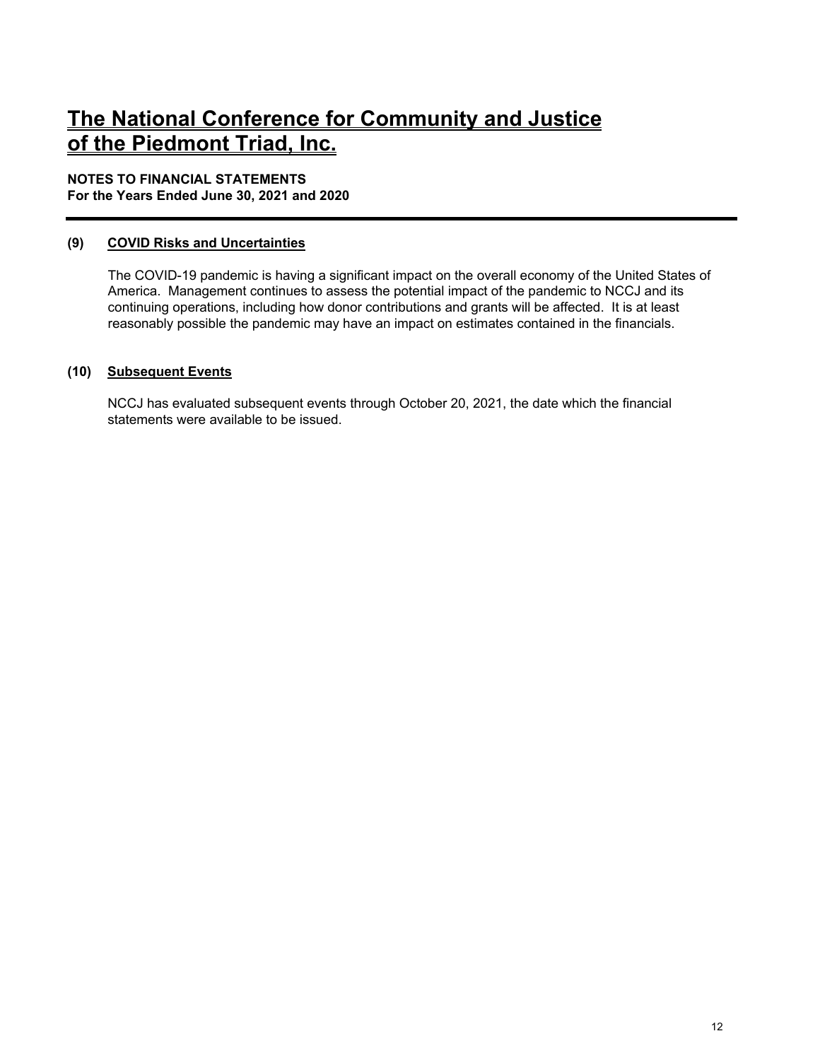# The National Conference for Community and Justice of the Piedmont Triad, Inc.

**NOTES TO FINANCIAL STATEMENTS**
**For the Years Ended June 30, 2021 and 2020**

## (9) COVID Risks and Uncertainties

The COVID-19 pandemic is having a significant impact on the overall economy of the United States of America. Management continues to assess the potential impact of the pandemic to NCCJ and its continuing operations, including how donor contributions and grants will be affected. It is at least reasonably possible the pandemic may have an impact on estimates contained in the financials.

## (10) Subsequent Events

NCCJ has evaluated subsequent events through October 20, 2021, the date which the financial statements were available to be issued.